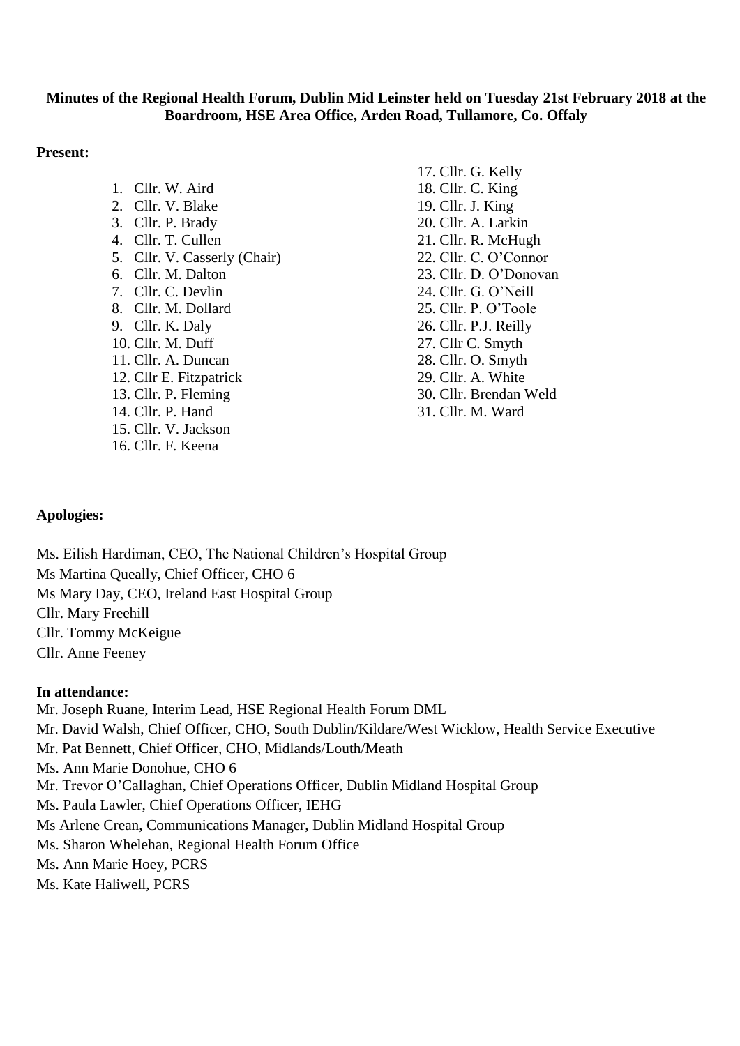**Minutes of the Regional Health Forum, Dublin Mid Leinster held on Tuesday 21st February 2018 at the Boardroom, HSE Area Office, Arden Road, Tullamore, Co. Offaly**

**Present:**

1. Cllr. W. Aird
2. Cllr. V. Blake
3. Cllr. P. Brady
4. Cllr. T. Cullen
5. Cllr. V. Casserly (Chair)
6. Cllr. M. Dalton
7. Cllr. C. Devlin
8. Cllr. M. Dollard
9. Cllr. K. Daly
10. Cllr. M. Duff
11. Cllr. A. Duncan
12. Cllr E. Fitzpatrick
13. Cllr. P. Fleming
14. Cllr. P. Hand
15. Cllr. V. Jackson
16. Cllr. F. Keena
17. Cllr. G. Kelly
18. Cllr. C. King
19. Cllr. J. King
20. Cllr. A. Larkin
21. Cllr. R. McHugh
22. Cllr. C. O'Connor
23. Cllr. D. O'Donovan
24. Cllr. G. O'Neill
25. Cllr. P. O'Toole
26. Cllr. P.J. Reilly
27. Cllr C. Smyth
28. Cllr. O. Smyth
29. Cllr. A. White
30. Cllr. Brendan Weld
31. Cllr. M. Ward

**Apologies:**

Ms. Eilish Hardiman, CEO, The National Children's Hospital Group
Ms Martina Queally, Chief Officer, CHO 6
Ms Mary Day, CEO, Ireland East Hospital Group
Cllr. Mary Freehill
Cllr. Tommy McKeigue
Cllr. Anne Feeney

**In attendance:**

Mr. Joseph Ruane, Interim Lead, HSE Regional Health Forum DML
Mr. David Walsh, Chief Officer, CHO, South Dublin/Kildare/West Wicklow, Health Service Executive
Mr. Pat Bennett, Chief Officer, CHO, Midlands/Louth/Meath
Ms. Ann Marie Donohue, CHO 6
Mr. Trevor O'Callaghan, Chief Operations Officer, Dublin Midland Hospital Group
Ms. Paula Lawler, Chief Operations Officer, IEHG
Ms Arlene Crean, Communications Manager, Dublin Midland Hospital Group
Ms. Sharon Whelehan, Regional Health Forum Office
Ms. Ann Marie Hoey, PCRS
Ms. Kate Haliwell, PCRS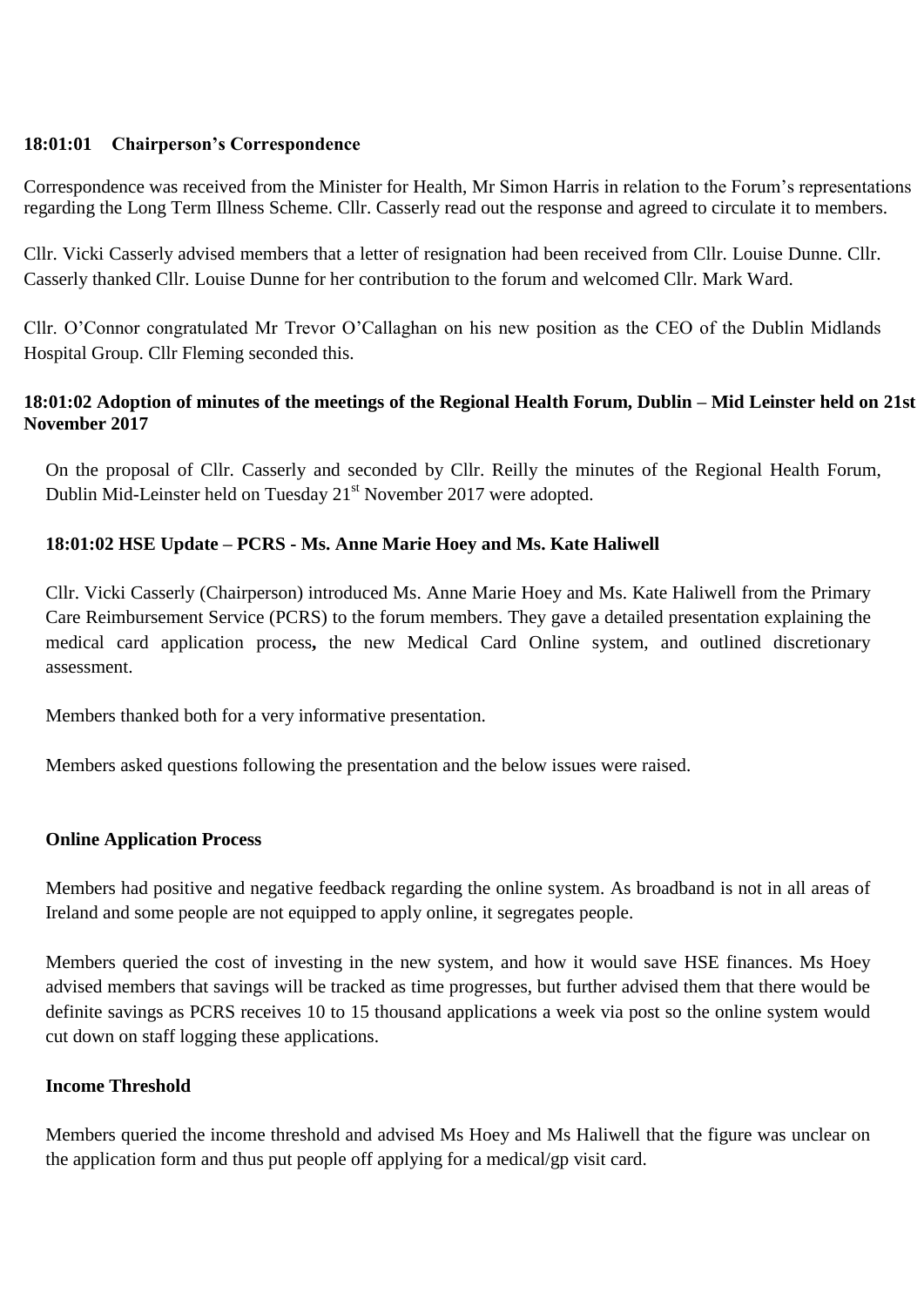**18:01:01 Chairperson's Correspondence**

Correspondence was received from the Minister for Health, Mr Simon Harris in relation to the Forum's representations regarding the Long Term Illness Scheme. Cllr. Casserly read out the response and agreed to circulate it to members.

Cllr. Vicki Casserly advised members that a letter of resignation had been received from Cllr. Louise Dunne. Cllr. Casserly thanked Cllr. Louise Dunne for her contribution to the forum and welcomed Cllr. Mark Ward.

Cllr. O'Connor congratulated Mr Trevor O'Callaghan on his new position as the CEO of the Dublin Midlands Hospital Group. Cllr Fleming seconded this.

**18:01:02 Adoption of minutes of the meetings of the Regional Health Forum, Dublin – Mid Leinster held on 21st November 2017**

On the proposal of Cllr. Casserly and seconded by Cllr. Reilly the minutes of the Regional Health Forum, Dublin Mid-Leinster held on Tuesday 21st November 2017 were adopted.

**18:01:02 HSE Update – PCRS - Ms. Anne Marie Hoey and Ms. Kate Haliwell**

Cllr. Vicki Casserly (Chairperson) introduced Ms. Anne Marie Hoey and Ms. Kate Haliwell from the Primary Care Reimbursement Service (PCRS) to the forum members. They gave a detailed presentation explaining the medical card application process**,** the new Medical Card Online system, and outlined discretionary assessment.

Members thanked both for a very informative presentation.

Members asked questions following the presentation and the below issues were raised.

**Online Application Process**

Members had positive and negative feedback regarding the online system. As broadband is not in all areas of Ireland and some people are not equipped to apply online, it segregates people.

Members queried the cost of investing in the new system, and how it would save HSE finances. Ms Hoey advised members that savings will be tracked as time progresses, but further advised them that there would be definite savings as PCRS receives 10 to 15 thousand applications a week via post so the online system would cut down on staff logging these applications.

**Income Threshold**

Members queried the income threshold and advised Ms Hoey and Ms Haliwell that the figure was unclear on the application form and thus put people off applying for a medical/gp visit card.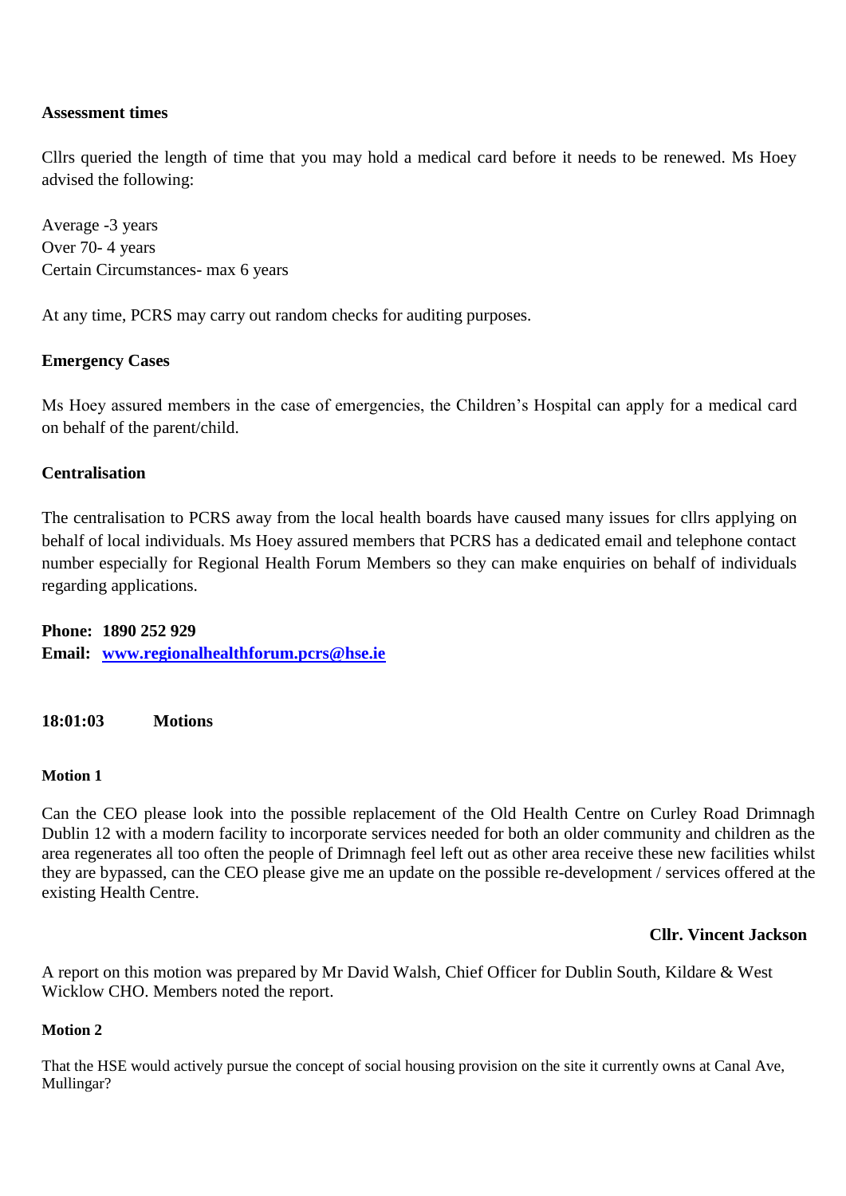**Assessment times**

Cllrs queried the length of time that you may hold a medical card before it needs to be renewed. Ms Hoey advised the following:

Average -3 years
Over 70- 4 years
Certain Circumstances- max 6 years

At any time, PCRS may carry out random checks for auditing purposes.

**Emergency Cases**

Ms Hoey assured members in the case of emergencies, the Children's Hospital can apply for a medical card on behalf of the parent/child.

**Centralisation**

The centralisation to PCRS away from the local health boards have caused many issues for cllrs applying on behalf of local individuals. Ms Hoey assured members that PCRS has a dedicated email and telephone contact number especially for Regional Health Forum Members so they can make enquiries on behalf of individuals regarding applications.

**Phone: 1890 252 929**
**Email: www.regionalhealthforum.pcrs@hse.ie**

**18:01:03 Motions**

**Motion 1**

Can the CEO please look into the possible replacement of the Old Health Centre on Curley Road Drimnagh Dublin 12 with a modern facility to incorporate services needed for both an older community and children as the area regenerates all too often the people of Drimnagh feel left out as other area receive these new facilities whilst they are bypassed, can the CEO please give me an update on the possible re-development / services offered at the existing Health Centre.

**Cllr. Vincent Jackson**

A report on this motion was prepared by Mr David Walsh, Chief Officer for Dublin South, Kildare & West Wicklow CHO. Members noted the report.

**Motion 2**

That the HSE would actively pursue the concept of social housing provision on the site it currently owns at Canal Ave, Mullingar?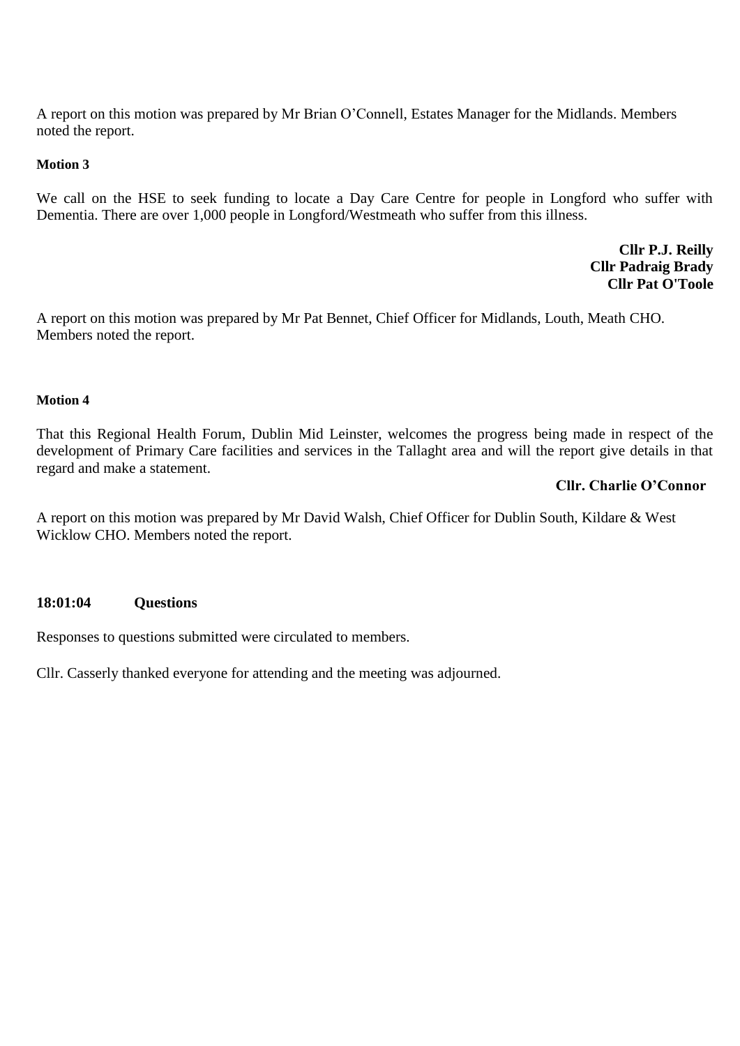A report on this motion was prepared by Mr Brian O'Connell, Estates Manager for the Midlands. Members noted the report.

**Motion 3**

We call on the HSE to seek funding to locate a Day Care Centre for people in Longford who suffer with Dementia. There are over 1,000 people in Longford/Westmeath who suffer from this illness.

**Cllr P.J. Reilly**
**Cllr Padraig Brady**
**Cllr Pat O'Toole**

A report on this motion was prepared by Mr Pat Bennet, Chief Officer for Midlands, Louth, Meath CHO. Members noted the report.

**Motion 4**

That this Regional Health Forum, Dublin Mid Leinster, welcomes the progress being made in respect of the development of Primary Care facilities and services in the Tallaght area and will the report give details in that regard and make a statement.

**Cllr. Charlie O'Connor**

A report on this motion was prepared by Mr David Walsh, Chief Officer for Dublin South, Kildare & West Wicklow CHO. Members noted the report.

**18:01:04 Questions**

Responses to questions submitted were circulated to members.

Cllr. Casserly thanked everyone for attending and the meeting was adjourned.